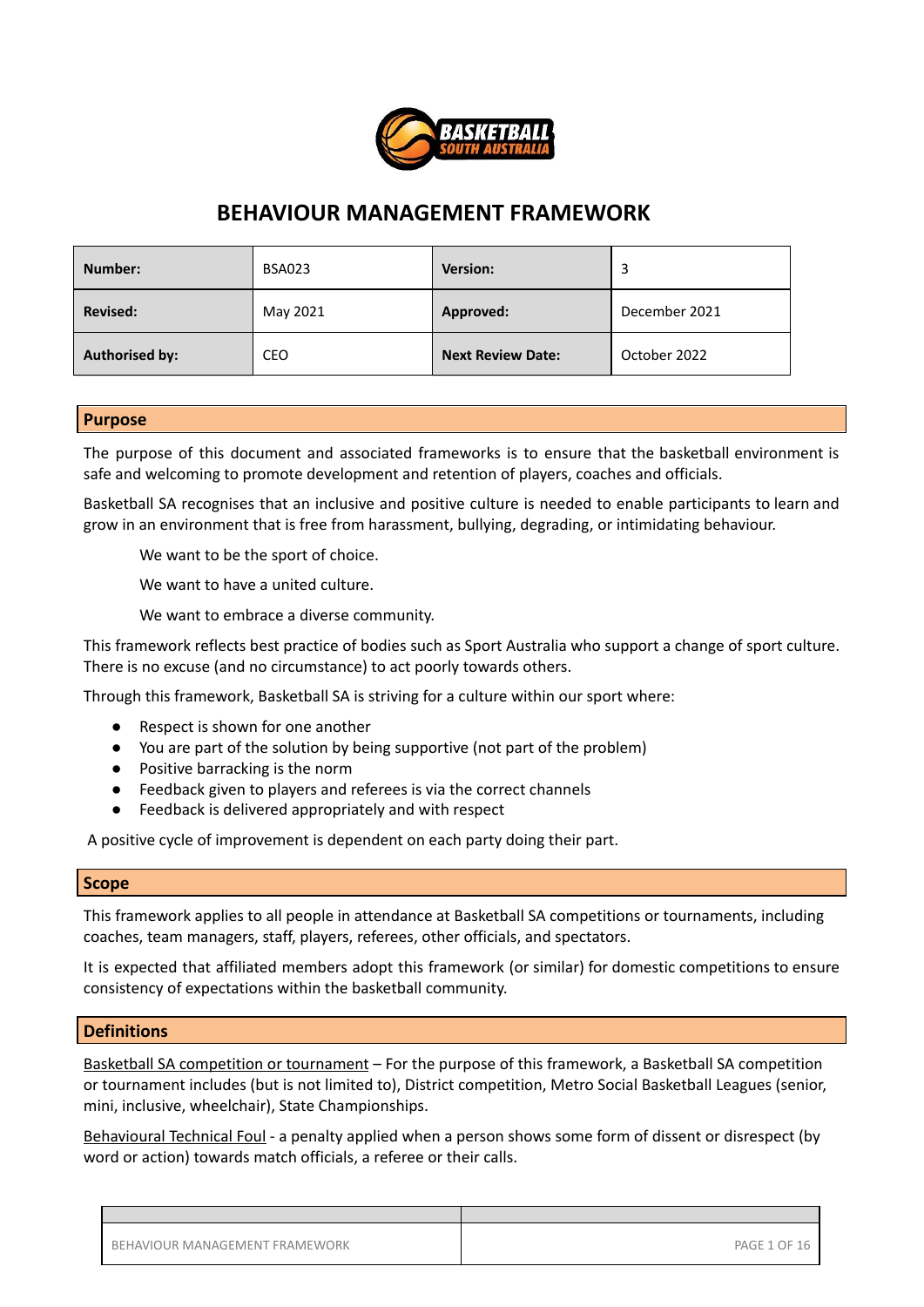# BEHAVIOUR MANAGEMENT FRAMEWORK

| **Number:** | BSA023 | **Version:** | 3 |
|---|---|---|---|
| **Revised:** | May 2021 | **Approved:** | December 2021 |
| **Authorised by:** | CEO | **Next Review Date:** | October 2022 |

## Purpose

The purpose of this document and associated frameworks is to ensure that the basketball environment is safe and welcoming to promote development and retention of players, coaches and officials.

Basketball SA recognises that an inclusive and positive culture is needed to enable participants to learn and grow in an environment that is free from harassment, bullying, degrading, or intimidating behaviour.

We want to be the sport of choice.

We want to have a united culture.

We want to embrace a diverse community.

This framework reflects best practice of bodies such as Sport Australia who support a change of sport culture. There is no excuse (and no circumstance) to act poorly towards others.

Through this framework, Basketball SA is striving for a culture within our sport where:

- Respect is shown for one another
- You are part of the solution by being supportive (not part of the problem)
- Positive barracking is the norm
- Feedback given to players and referees is via the correct channels
- Feedback is delivered appropriately and with respect

A positive cycle of improvement is dependent on each party doing their part.

## Scope

This framework applies to all people in attendance at Basketball SA competitions or tournaments, including coaches, team managers, staff, players, referees, other officials, and spectators.

It is expected that affiliated members adopt this framework (or similar) for domestic competitions to ensure consistency of expectations within the basketball community.

## Definitions

Basketball SA competition or tournament – For the purpose of this framework, a Basketball SA competition or tournament includes (but is not limited to), District competition, Metro Social Basketball Leagues (senior, mini, inclusive, wheelchair), State Championships.

Behavioural Technical Foul - a penalty applied when a person shows some form of dissent or disrespect (by word or action) towards match officials, a referee or their calls.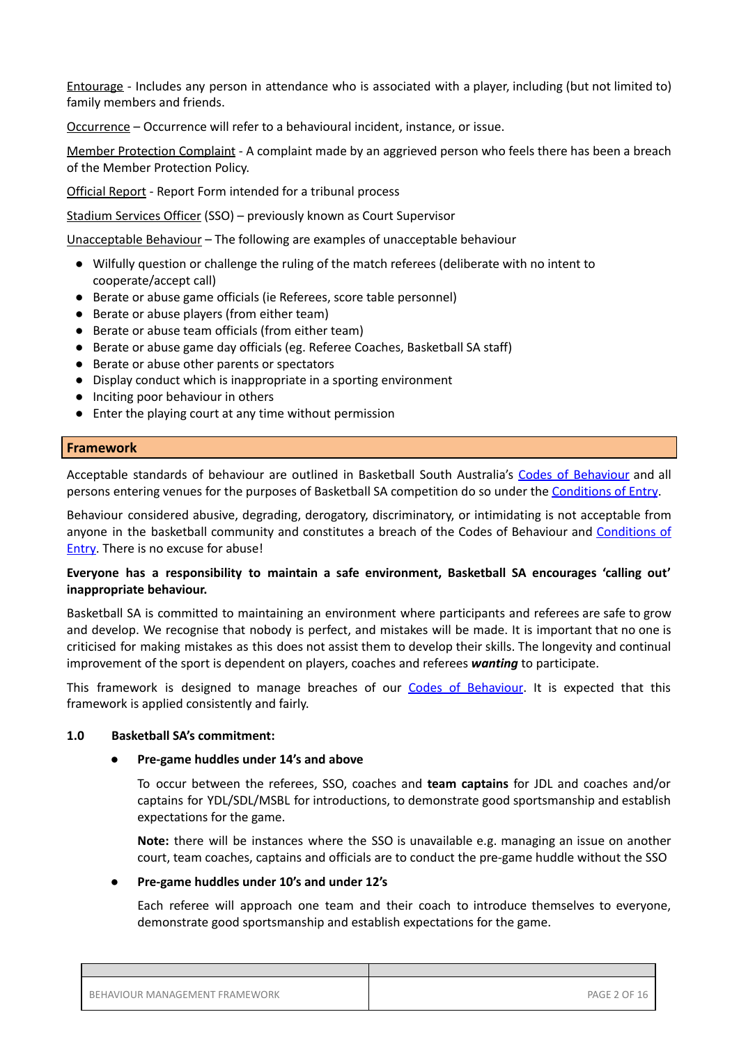Entourage - Includes any person in attendance who is associated with a player, including (but not limited to) family members and friends.

Occurrence – Occurrence will refer to a behavioural incident, instance, or issue.

Member Protection Complaint - A complaint made by an aggrieved person who feels there has been a breach of the Member Protection Policy.

Official Report - Report Form intended for a tribunal process

Stadium Services Officer (SSO) – previously known as Court Supervisor

Unacceptable Behaviour – The following are examples of unacceptable behaviour

- Wilfully question or challenge the ruling of the match referees (deliberate with no intent to cooperate/accept call)
- Berate or abuse game officials (ie Referees, score table personnel)
- Berate or abuse players (from either team)
- Berate or abuse team officials (from either team)
- Berate or abuse game day officials (eg. Referee Coaches, Basketball SA staff)
- Berate or abuse other parents or spectators
- Display conduct which is inappropriate in a sporting environment
- Inciting poor behaviour in others
- Enter the playing court at any time without permission

## Framework

Acceptable standards of behaviour are outlined in Basketball South Australia's Codes of Behaviour and all persons entering venues for the purposes of Basketball SA competition do so under the Conditions of Entry.

Behaviour considered abusive, degrading, derogatory, discriminatory, or intimidating is not acceptable from anyone in the basketball community and constitutes a breach of the Codes of Behaviour and Conditions of Entry. There is no excuse for abuse!

**Everyone has a responsibility to maintain a safe environment, Basketball SA encourages 'calling out' inappropriate behaviour.**

Basketball SA is committed to maintaining an environment where participants and referees are safe to grow and develop. We recognise that nobody is perfect, and mistakes will be made. It is important that no one is criticised for making mistakes as this does not assist them to develop their skills. The longevity and continual improvement of the sport is dependent on players, coaches and referees ***wanting*** to participate.

This framework is designed to manage breaches of our Codes of Behaviour. It is expected that this framework is applied consistently and fairly.

### 1.0 Basketball SA's commitment:

- **Pre-game huddles under 14's and above**

  To occur between the referees, SSO, coaches and **team captains** for JDL and coaches and/or captains for YDL/SDL/MSBL for introductions, to demonstrate good sportsmanship and establish expectations for the game.

  **Note:** there will be instances where the SSO is unavailable e.g. managing an issue on another court, team coaches, captains and officials are to conduct the pre-game huddle without the SSO

- **Pre-game huddles under 10's and under 12's**

  Each referee will approach one team and their coach to introduce themselves to everyone, demonstrate good sportsmanship and establish expectations for the game.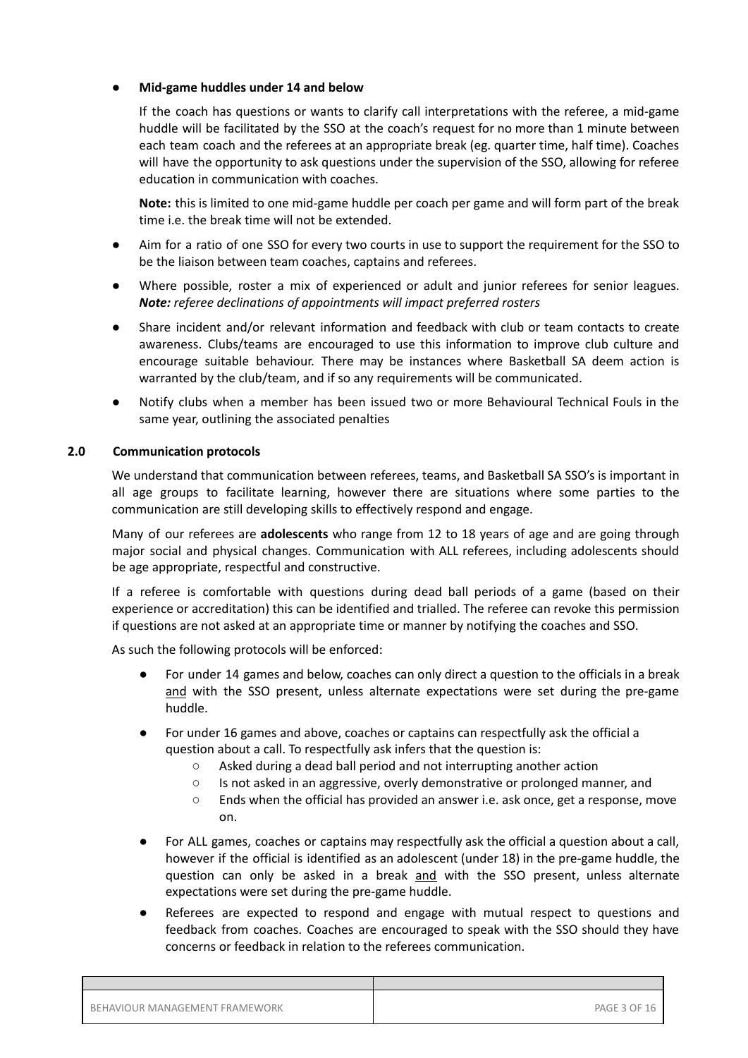- **Mid-game huddles under 14 and below**

  If the coach has questions or wants to clarify call interpretations with the referee, a mid-game huddle will be facilitated by the SSO at the coach's request for no more than 1 minute between each team coach and the referees at an appropriate break (eg. quarter time, half time). Coaches will have the opportunity to ask questions under the supervision of the SSO, allowing for referee education in communication with coaches.

  **Note:** this is limited to one mid-game huddle per coach per game and will form part of the break time i.e. the break time will not be extended.

- Aim for a ratio of one SSO for every two courts in use to support the requirement for the SSO to be the liaison between team coaches, captains and referees.
- Where possible, roster a mix of experienced or adult and junior referees for senior leagues. ***Note:*** *referee declinations of appointments will impact preferred rosters*
- Share incident and/or relevant information and feedback with club or team contacts to create awareness. Clubs/teams are encouraged to use this information to improve club culture and encourage suitable behaviour. There may be instances where Basketball SA deem action is warranted by the club/team, and if so any requirements will be communicated.
- Notify clubs when a member has been issued two or more Behavioural Technical Fouls in the same year, outlining the associated penalties

## 2.0 Communication protocols

We understand that communication between referees, teams, and Basketball SA SSO's is important in all age groups to facilitate learning, however there are situations where some parties to the communication are still developing skills to effectively respond and engage.

Many of our referees are **adolescents** who range from 12 to 18 years of age and are going through major social and physical changes. Communication with ALL referees, including adolescents should be age appropriate, respectful and constructive.

If a referee is comfortable with questions during dead ball periods of a game (based on their experience or accreditation) this can be identified and trialled. The referee can revoke this permission if questions are not asked at an appropriate time or manner by notifying the coaches and SSO.

As such the following protocols will be enforced:

- For under 14 games and below, coaches can only direct a question to the officials in a break <u>and</u> with the SSO present, unless alternate expectations were set during the pre-game huddle.
- For under 16 games and above, coaches or captains can respectfully ask the official a question about a call. To respectfully ask infers that the question is:
  - Asked during a dead ball period and not interrupting another action
  - Is not asked in an aggressive, overly demonstrative or prolonged manner, and
  - Ends when the official has provided an answer i.e. ask once, get a response, move on.
- For ALL games, coaches or captains may respectfully ask the official a question about a call, however if the official is identified as an adolescent (under 18) in the pre-game huddle, the question can only be asked in a break <u>and</u> with the SSO present, unless alternate expectations were set during the pre-game huddle.
- Referees are expected to respond and engage with mutual respect to questions and feedback from coaches. Coaches are encouraged to speak with the SSO should they have concerns or feedback in relation to the referees communication.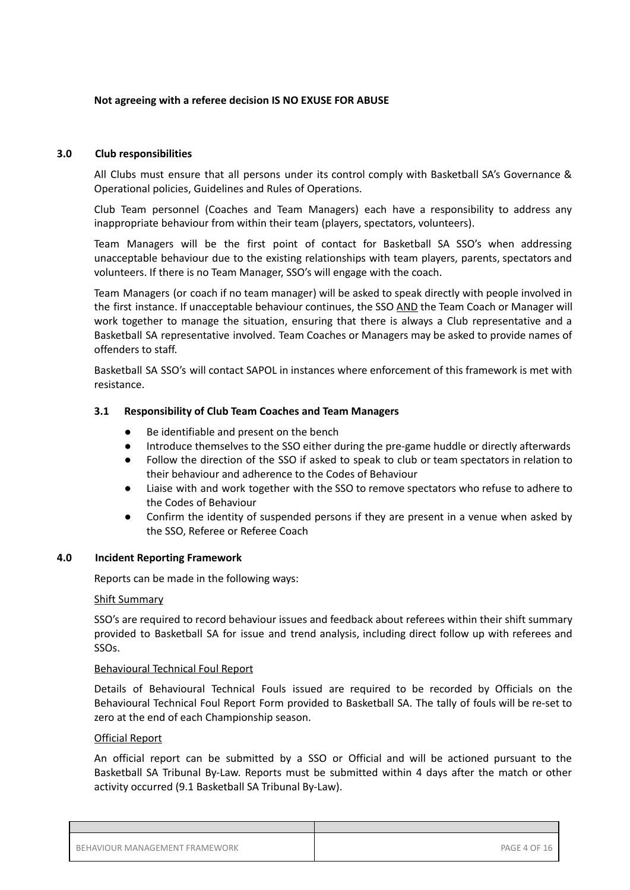**Not agreeing with a referee decision IS NO EXUSE FOR ABUSE**

## 3.0 Club responsibilities

All Clubs must ensure that all persons under its control comply with Basketball SA's Governance & Operational policies, Guidelines and Rules of Operations.

Club Team personnel (Coaches and Team Managers) each have a responsibility to address any inappropriate behaviour from within their team (players, spectators, volunteers).

Team Managers will be the first point of contact for Basketball SA SSO's when addressing unacceptable behaviour due to the existing relationships with team players, parents, spectators and volunteers. If there is no Team Manager, SSO's will engage with the coach.

Team Managers (or coach if no team manager) will be asked to speak directly with people involved in the first instance. If unacceptable behaviour continues, the SSO AND the Team Coach or Manager will work together to manage the situation, ensuring that there is always a Club representative and a Basketball SA representative involved. Team Coaches or Managers may be asked to provide names of offenders to staff.

Basketball SA SSO's will contact SAPOL in instances where enforcement of this framework is met with resistance.

### 3.1 Responsibility of Club Team Coaches and Team Managers

- Be identifiable and present on the bench
- Introduce themselves to the SSO either during the pre-game huddle or directly afterwards
- Follow the direction of the SSO if asked to speak to club or team spectators in relation to their behaviour and adherence to the Codes of Behaviour
- Liaise with and work together with the SSO to remove spectators who refuse to adhere to the Codes of Behaviour
- Confirm the identity of suspended persons if they are present in a venue when asked by the SSO, Referee or Referee Coach

## 4.0 Incident Reporting Framework

Reports can be made in the following ways:

Shift Summary

SSO's are required to record behaviour issues and feedback about referees within their shift summary provided to Basketball SA for issue and trend analysis, including direct follow up with referees and SSOs.

Behavioural Technical Foul Report

Details of Behavioural Technical Fouls issued are required to be recorded by Officials on the Behavioural Technical Foul Report Form provided to Basketball SA. The tally of fouls will be re-set to zero at the end of each Championship season.

Official Report

An official report can be submitted by a SSO or Official and will be actioned pursuant to the Basketball SA Tribunal By-Law. Reports must be submitted within 4 days after the match or other activity occurred (9.1 Basketball SA Tribunal By-Law).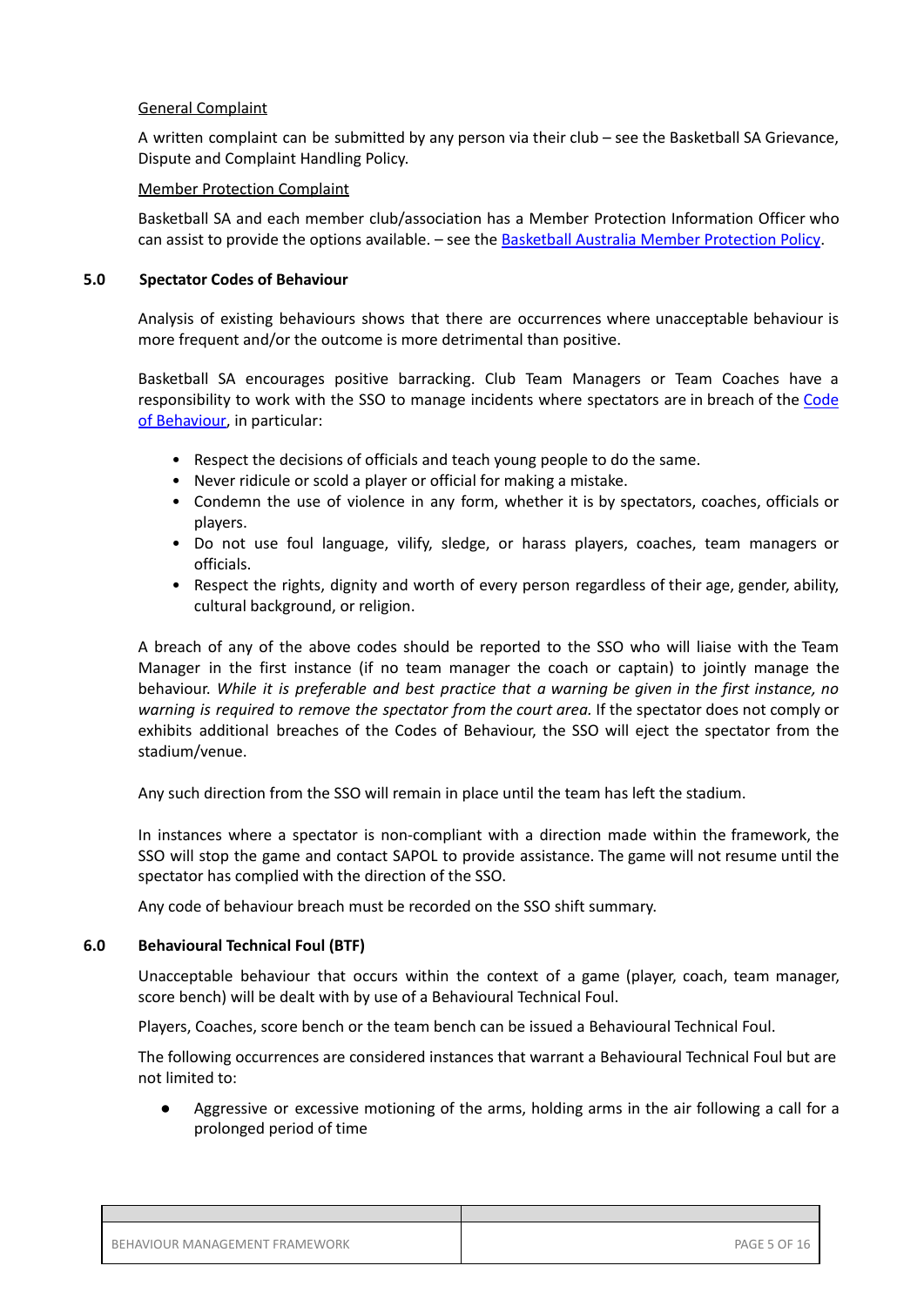<u>General Complaint</u>

A written complaint can be submitted by any person via their club – see the Basketball SA Grievance, Dispute and Complaint Handling Policy.

<u>Member Protection Complaint</u>

Basketball SA and each member club/association has a Member Protection Information Officer who can assist to provide the options available. – see the [Basketball Australia Member Protection Policy](Basketball Australia Member Protection Policy).

## 5.0 Spectator Codes of Behaviour

Analysis of existing behaviours shows that there are occurrences where unacceptable behaviour is more frequent and/or the outcome is more detrimental than positive.

Basketball SA encourages positive barracking. Club Team Managers or Team Coaches have a responsibility to work with the SSO to manage incidents where spectators are in breach of the [Code of Behaviour](Code of Behaviour), in particular:

- Respect the decisions of officials and teach young people to do the same.
- Never ridicule or scold a player or official for making a mistake.
- Condemn the use of violence in any form, whether it is by spectators, coaches, officials or players.
- Do not use foul language, vilify, sledge, or harass players, coaches, team managers or officials.
- Respect the rights, dignity and worth of every person regardless of their age, gender, ability, cultural background, or religion.

A breach of any of the above codes should be reported to the SSO who will liaise with the Team Manager in the first instance (if no team manager the coach or captain) to jointly manage the behaviour. *While it is preferable and best practice that a warning be given in the first instance, no warning is required to remove the spectator from the court area.* If the spectator does not comply or exhibits additional breaches of the Codes of Behaviour, the SSO will eject the spectator from the stadium/venue.

Any such direction from the SSO will remain in place until the team has left the stadium.

In instances where a spectator is non-compliant with a direction made within the framework, the SSO will stop the game and contact SAPOL to provide assistance. The game will not resume until the spectator has complied with the direction of the SSO.

Any code of behaviour breach must be recorded on the SSO shift summary.

## 6.0 Behavioural Technical Foul (BTF)

Unacceptable behaviour that occurs within the context of a game (player, coach, team manager, score bench) will be dealt with by use of a Behavioural Technical Foul.

Players, Coaches, score bench or the team bench can be issued a Behavioural Technical Foul.

The following occurrences are considered instances that warrant a Behavioural Technical Foul but are not limited to:

- Aggressive or excessive motioning of the arms, holding arms in the air following a call for a prolonged period of time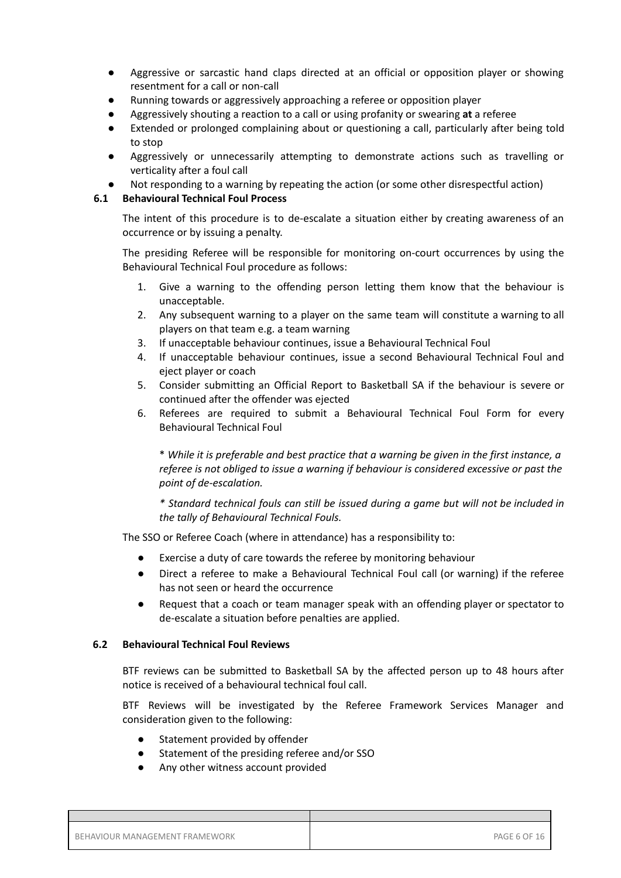- Aggressive or sarcastic hand claps directed at an official or opposition player or showing resentment for a call or non-call
- Running towards or aggressively approaching a referee or opposition player
- Aggressively shouting a reaction to a call or using profanity or swearing **at** a referee
- Extended or prolonged complaining about or questioning a call, particularly after being told to stop
- Aggressively or unnecessarily attempting to demonstrate actions such as travelling or verticality after a foul call
- Not responding to a warning by repeating the action (or some other disrespectful action)

### 6.1 Behavioural Technical Foul Process

The intent of this procedure is to de-escalate a situation either by creating awareness of an occurrence or by issuing a penalty.

The presiding Referee will be responsible for monitoring on-court occurrences by using the Behavioural Technical Foul procedure as follows:

1. Give a warning to the offending person letting them know that the behaviour is unacceptable.
2. Any subsequent warning to a player on the same team will constitute a warning to all players on that team e.g. a team warning
3. If unacceptable behaviour continues, issue a Behavioural Technical Foul
4. If unacceptable behaviour continues, issue a second Behavioural Technical Foul and eject player or coach
5. Consider submitting an Official Report to Basketball SA if the behaviour is severe or continued after the offender was ejected
6. Referees are required to submit a Behavioural Technical Foul Form for every Behavioural Technical Foul

    \* *While it is preferable and best practice that a warning be given in the first instance, a referee is not obliged to issue a warning if behaviour is considered excessive or past the point of de-escalation.*

    *\* Standard technical fouls can still be issued during a game but will not be included in the tally of Behavioural Technical Fouls.*

The SSO or Referee Coach (where in attendance) has a responsibility to:

- Exercise a duty of care towards the referee by monitoring behaviour
- Direct a referee to make a Behavioural Technical Foul call (or warning) if the referee has not seen or heard the occurrence
- Request that a coach or team manager speak with an offending player or spectator to de-escalate a situation before penalties are applied.

### 6.2 Behavioural Technical Foul Reviews

BTF reviews can be submitted to Basketball SA by the affected person up to 48 hours after notice is received of a behavioural technical foul call.

BTF Reviews will be investigated by the Referee Framework Services Manager and consideration given to the following:

- Statement provided by offender
- Statement of the presiding referee and/or SSO
- Any other witness account provided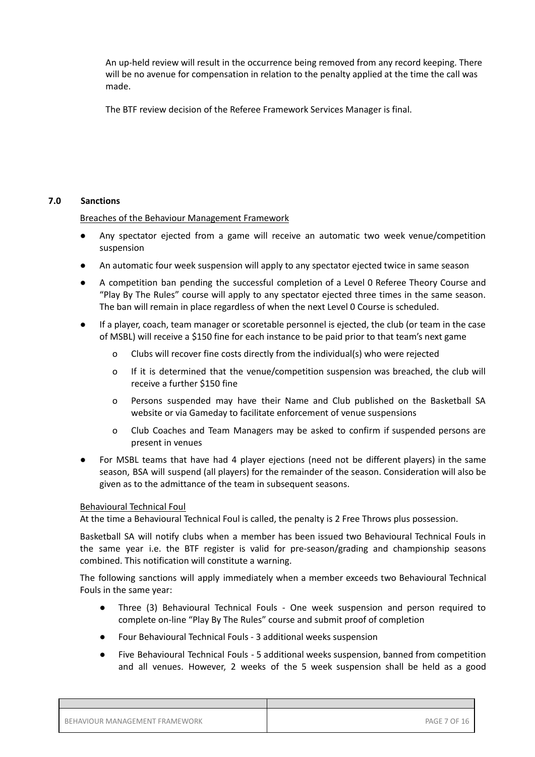An up-held review will result in the occurrence being removed from any record keeping. There will be no avenue for compensation in relation to the penalty applied at the time the call was made.

The BTF review decision of the Referee Framework Services Manager is final.

## 7.0 Sanctions

Breaches of the Behaviour Management Framework

- Any spectator ejected from a game will receive an automatic two week venue/competition suspension
- An automatic four week suspension will apply to any spectator ejected twice in same season
- A competition ban pending the successful completion of a Level 0 Referee Theory Course and "Play By The Rules" course will apply to any spectator ejected three times in the same season. The ban will remain in place regardless of when the next Level 0 Course is scheduled.
- If a player, coach, team manager or scoretable personnel is ejected, the club (or team in the case of MSBL) will receive a $150 fine for each instance to be paid prior to that team's next game
    - Clubs will recover fine costs directly from the individual(s) who were rejected
    - If it is determined that the venue/competition suspension was breached, the club will receive a further $150 fine
    - Persons suspended may have their Name and Club published on the Basketball SA website or via Gameday to facilitate enforcement of venue suspensions
    - Club Coaches and Team Managers may be asked to confirm if suspended persons are present in venues
- For MSBL teams that have had 4 player ejections (need not be different players) in the same season, BSA will suspend (all players) for the remainder of the season. Consideration will also be given as to the admittance of the team in subsequent seasons.

Behavioural Technical Foul

At the time a Behavioural Technical Foul is called, the penalty is 2 Free Throws plus possession.

Basketball SA will notify clubs when a member has been issued two Behavioural Technical Fouls in the same year i.e. the BTF register is valid for pre-season/grading and championship seasons combined. This notification will constitute a warning.

The following sanctions will apply immediately when a member exceeds two Behavioural Technical Fouls in the same year:

- Three (3) Behavioural Technical Fouls - One week suspension and person required to complete on-line "Play By The Rules" course and submit proof of completion
- Four Behavioural Technical Fouls - 3 additional weeks suspension
- Five Behavioural Technical Fouls - 5 additional weeks suspension, banned from competition and all venues. However, 2 weeks of the 5 week suspension shall be held as a good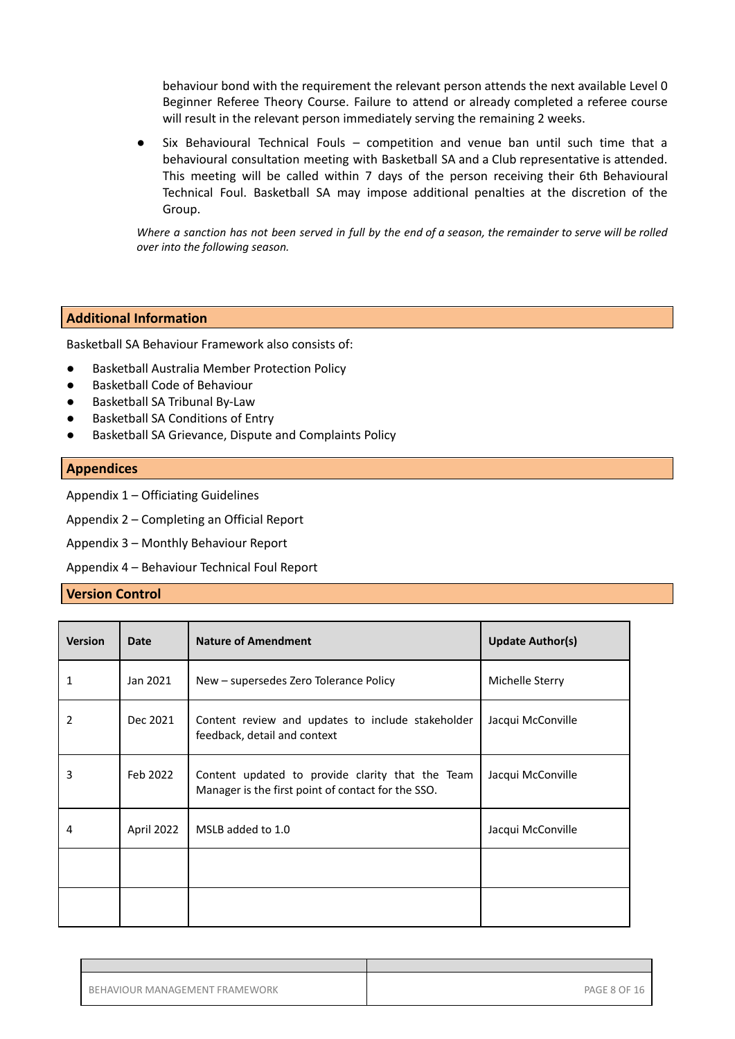behaviour bond with the requirement the relevant person attends the next available Level 0 Beginner Referee Theory Course. Failure to attend or already completed a referee course will result in the relevant person immediately serving the remaining 2 weeks.

- Six Behavioural Technical Fouls – competition and venue ban until such time that a behavioural consultation meeting with Basketball SA and a Club representative is attended. This meeting will be called within 7 days of the person receiving their 6th Behavioural Technical Foul. Basketball SA may impose additional penalties at the discretion of the Group.

*Where a sanction has not been served in full by the end of a season, the remainder to serve will be rolled over into the following season.*

## Additional Information

Basketball SA Behaviour Framework also consists of:

- Basketball Australia Member Protection Policy
- Basketball Code of Behaviour
- Basketball SA Tribunal By-Law
- Basketball SA Conditions of Entry
- Basketball SA Grievance, Dispute and Complaints Policy

## Appendices

Appendix 1 – Officiating Guidelines

Appendix 2 – Completing an Official Report

Appendix 3 – Monthly Behaviour Report

Appendix 4 – Behaviour Technical Foul Report

## Version Control

| Version | Date | Nature of Amendment | Update Author(s) |
|---|---|---|---|
| 1 | Jan 2021 | New – supersedes Zero Tolerance Policy | Michelle Sterry |
| 2 | Dec 2021 | Content review and updates to include stakeholder feedback, detail and context | Jacqui McConville |
| 3 | Feb 2022 | Content updated to provide clarity that the Team Manager is the first point of contact for the SSO. | Jacqui McConville |
| 4 | April 2022 | MSLB added to 1.0 | Jacqui McConville |
| | | | |
| | | | |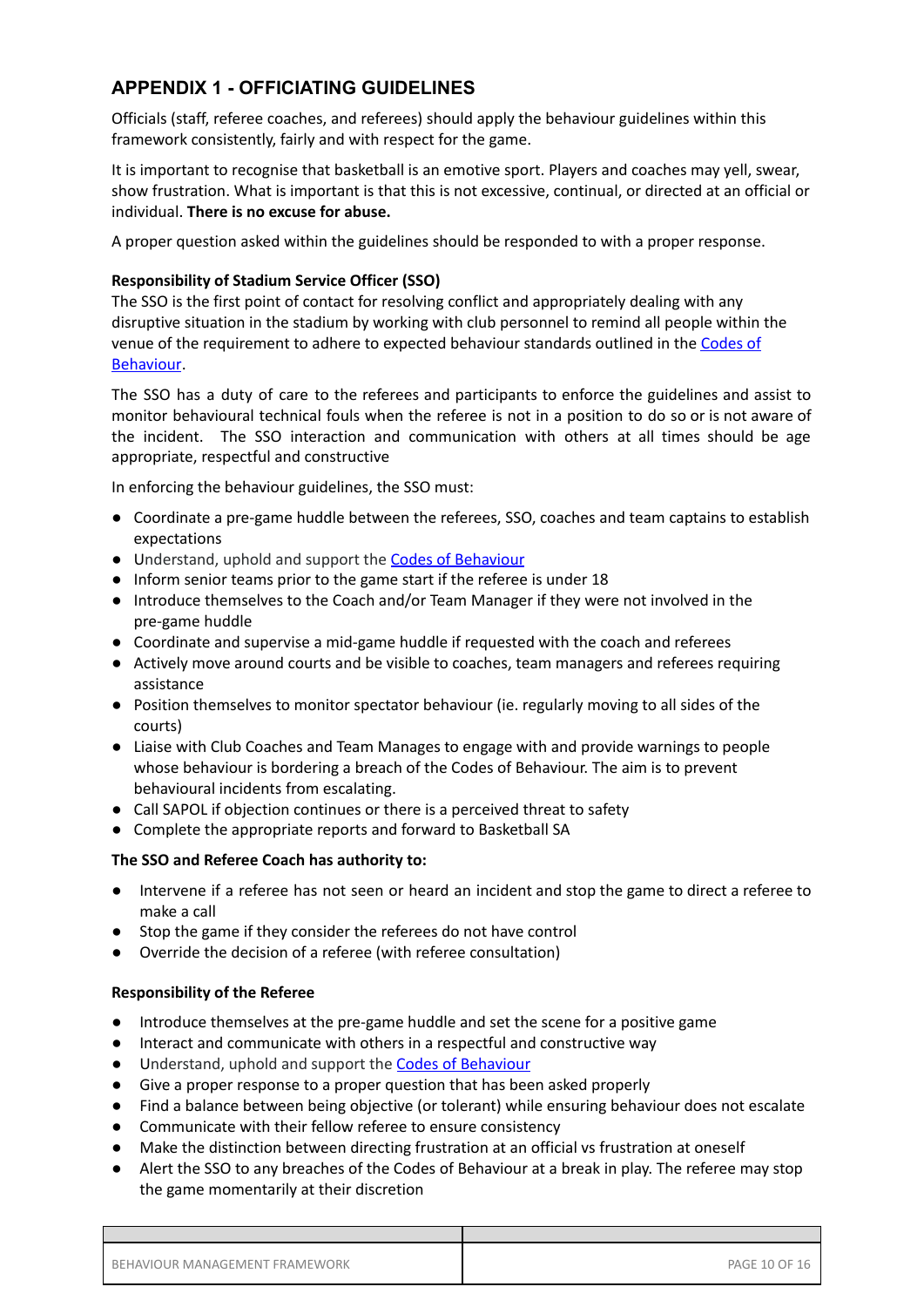## APPENDIX 1 - OFFICIATING GUIDELINES

Officials (staff, referee coaches, and referees) should apply the behaviour guidelines within this framework consistently, fairly and with respect for the game.

It is important to recognise that basketball is an emotive sport. Players and coaches may yell, swear, show frustration. What is important is that this is not excessive, continual, or directed at an official or individual. **There is no excuse for abuse.**

A proper question asked within the guidelines should be responded to with a proper response.

**Responsibility of Stadium Service Officer (SSO)**

The SSO is the first point of contact for resolving conflict and appropriately dealing with any disruptive situation in the stadium by working with club personnel to remind all people within the venue of the requirement to adhere to expected behaviour standards outlined in the Codes of Behaviour.

The SSO has a duty of care to the referees and participants to enforce the guidelines and assist to monitor behavioural technical fouls when the referee is not in a position to do so or is not aware of the incident. The SSO interaction and communication with others at all times should be age appropriate, respectful and constructive

In enforcing the behaviour guidelines, the SSO must:

- Coordinate a pre-game huddle between the referees, SSO, coaches and team captains to establish expectations
- Understand, uphold and support the Codes of Behaviour
- Inform senior teams prior to the game start if the referee is under 18
- Introduce themselves to the Coach and/or Team Manager if they were not involved in the pre-game huddle
- Coordinate and supervise a mid-game huddle if requested with the coach and referees
- Actively move around courts and be visible to coaches, team managers and referees requiring assistance
- Position themselves to monitor spectator behaviour (ie. regularly moving to all sides of the courts)
- Liaise with Club Coaches and Team Manages to engage with and provide warnings to people whose behaviour is bordering a breach of the Codes of Behaviour. The aim is to prevent behavioural incidents from escalating.
- Call SAPOL if objection continues or there is a perceived threat to safety
- Complete the appropriate reports and forward to Basketball SA

**The SSO and Referee Coach has authority to:**

- Intervene if a referee has not seen or heard an incident and stop the game to direct a referee to make a call
- Stop the game if they consider the referees do not have control
- Override the decision of a referee (with referee consultation)

**Responsibility of the Referee**

- Introduce themselves at the pre-game huddle and set the scene for a positive game
- Interact and communicate with others in a respectful and constructive way
- Understand, uphold and support the Codes of Behaviour
- Give a proper response to a proper question that has been asked properly
- Find a balance between being objective (or tolerant) while ensuring behaviour does not escalate
- Communicate with their fellow referee to ensure consistency
- Make the distinction between directing frustration at an official vs frustration at oneself
- Alert the SSO to any breaches of the Codes of Behaviour at a break in play. The referee may stop the game momentarily at their discretion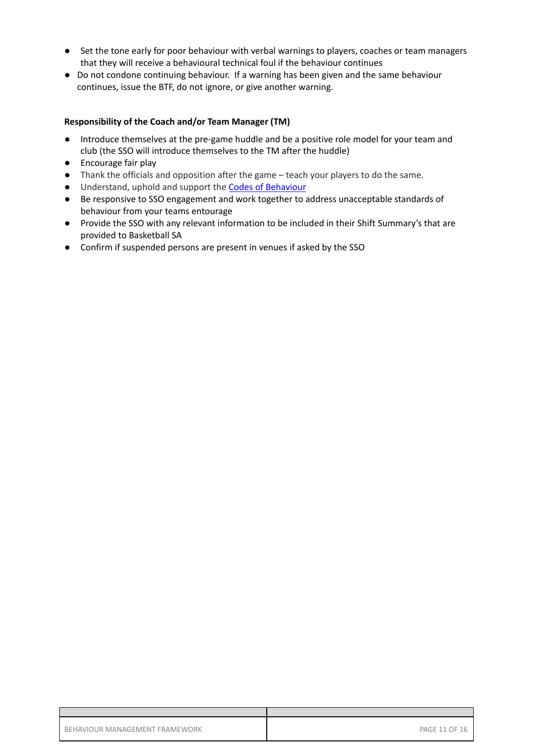- Set the tone early for poor behaviour with verbal warnings to players, coaches or team managers that they will receive a behavioural technical foul if the behaviour continues
- Do not condone continuing behaviour.  If a warning has been given and the same behaviour continues, issue the BTF, do not ignore, or give another warning.

**Responsibility of the Coach and/or Team Manager (TM)**

- Introduce themselves at the pre-game huddle and be a positive role model for your team and club (the SSO will introduce themselves to the TM after the huddle)
- Encourage fair play
- Thank the officials and opposition after the game – teach your players to do the same.
- Understand, uphold and support the Codes of Behaviour
- Be responsive to SSO engagement and work together to address unacceptable standards of behaviour from your teams entourage
- Provide the SSO with any relevant information to be included in their Shift Summary's that are provided to Basketball SA
- Confirm if suspended persons are present in venues if asked by the SSO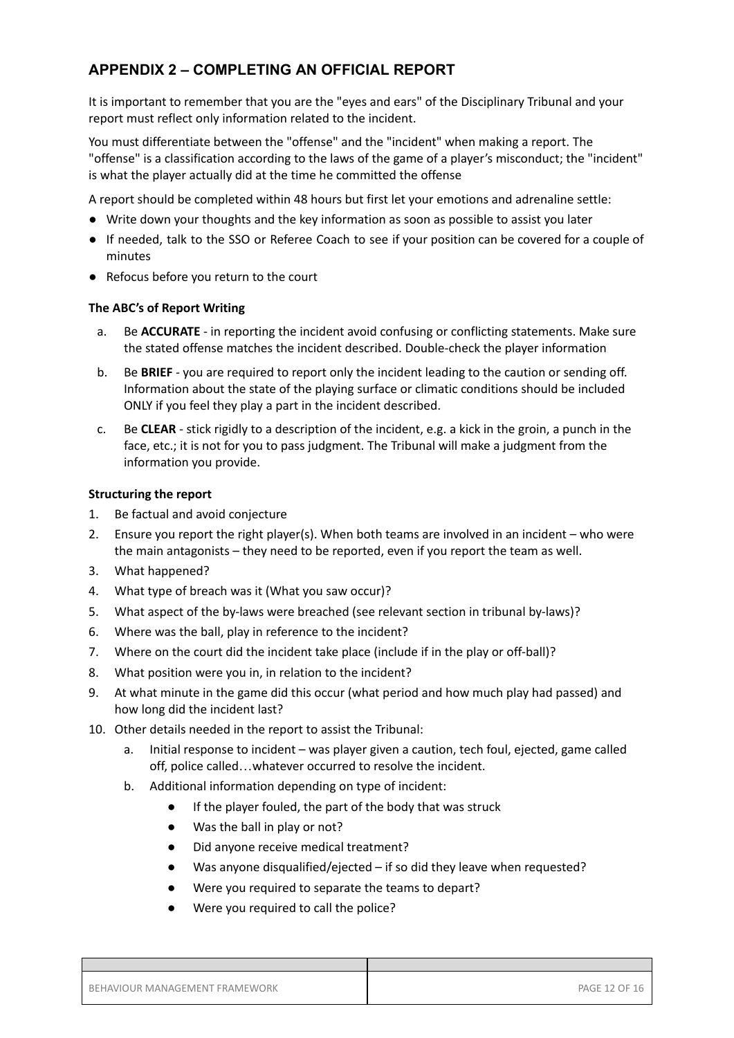## APPENDIX 2 – COMPLETING AN OFFICIAL REPORT

It is important to remember that you are the "eyes and ears" of the Disciplinary Tribunal and your report must reflect only information related to the incident.

You must differentiate between the "offense" and the "incident" when making a report. The "offense" is a classification according to the laws of the game of a player's misconduct; the "incident" is what the player actually did at the time he committed the offense

A report should be completed within 48 hours but first let your emotions and adrenaline settle:

- Write down your thoughts and the key information as soon as possible to assist you later
- If needed, talk to the SSO or Referee Coach to see if your position can be covered for a couple of minutes
- Refocus before you return to the court

**The ABC's of Report Writing**

a. Be **ACCURATE** - in reporting the incident avoid confusing or conflicting statements. Make sure the stated offense matches the incident described. Double-check the player information
b. Be **BRIEF** - you are required to report only the incident leading to the caution or sending off. Information about the state of the playing surface or climatic conditions should be included ONLY if you feel they play a part in the incident described.
c. Be **CLEAR** - stick rigidly to a description of the incident, e.g. a kick in the groin, a punch in the face, etc.; it is not for you to pass judgment. The Tribunal will make a judgment from the information you provide.

**Structuring the report**

1. Be factual and avoid conjecture
2. Ensure you report the right player(s). When both teams are involved in an incident – who were the main antagonists – they need to be reported, even if you report the team as well.
3. What happened?
4. What type of breach was it (What you saw occur)?
5. What aspect of the by-laws were breached (see relevant section in tribunal by-laws)?
6. Where was the ball, play in reference to the incident?
7. Where on the court did the incident take place (include if in the play or off-ball)?
8. What position were you in, in relation to the incident?
9. At what minute in the game did this occur (what period and how much play had passed) and how long did the incident last?
10. Other details needed in the report to assist the Tribunal:
    a. Initial response to incident – was player given a caution, tech foul, ejected, game called off, police called…whatever occurred to resolve the incident.
    b. Additional information depending on type of incident:
        - If the player fouled, the part of the body that was struck
        - Was the ball in play or not?
        - Did anyone receive medical treatment?
        - Was anyone disqualified/ejected – if so did they leave when requested?
        - Were you required to separate the teams to depart?
        - Were you required to call the police?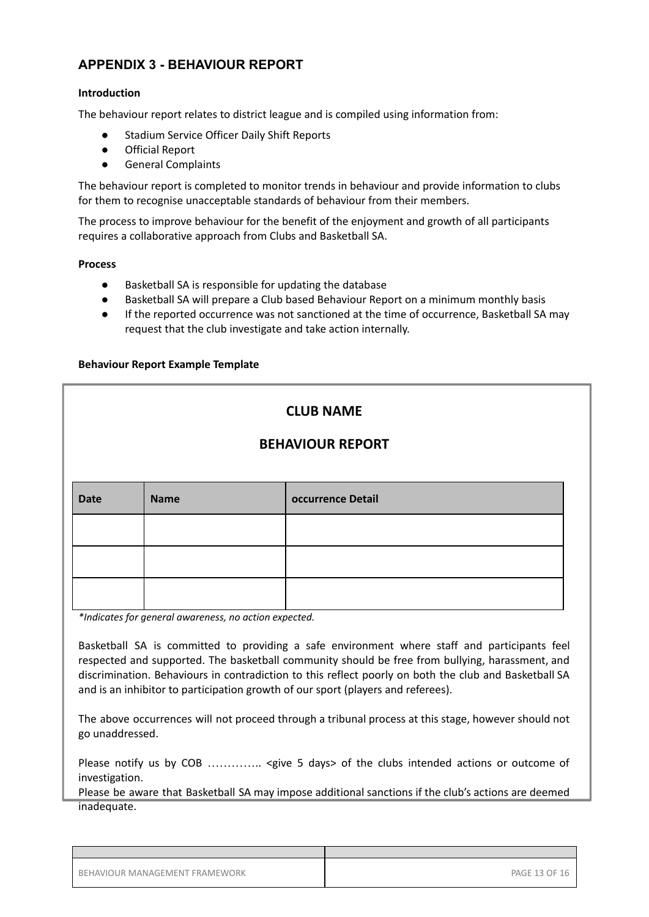## APPENDIX 3 - BEHAVIOUR REPORT

**Introduction**

The behaviour report relates to district league and is compiled using information from:

- Stadium Service Officer Daily Shift Reports
- Official Report
- General Complaints

The behaviour report is completed to monitor trends in behaviour and provide information to clubs for them to recognise unacceptable standards of behaviour from their members.

The process to improve behaviour for the benefit of the enjoyment and growth of all participants requires a collaborative approach from Clubs and Basketball SA.

**Process**

- Basketball SA is responsible for updating the database
- Basketball SA will prepare a Club based Behaviour Report on a minimum monthly basis
- If the reported occurrence was not sanctioned at the time of occurrence, Basketball SA may request that the club investigate and take action internally.

**Behaviour Report Example Template**

**CLUB NAME**

**BEHAVIOUR REPORT**

| Date | Name | occurrence Detail |
|---|---|---|
| | | |
| | | |
| | | |

*\*Indicates for general awareness, no action expected.*

Basketball SA is committed to providing a safe environment where staff and participants feel respected and supported. The basketball community should be free from bullying, harassment, and discrimination. Behaviours in contradiction to this reflect poorly on both the club and Basketball SA and is an inhibitor to participation growth of our sport (players and referees).

The above occurrences will not proceed through a tribunal process at this stage, however should not go unaddressed.

Please notify us by COB ………….. <give 5 days> of the clubs intended actions or outcome of investigation.
Please be aware that Basketball SA may impose additional sanctions if the club's actions are deemed inadequate.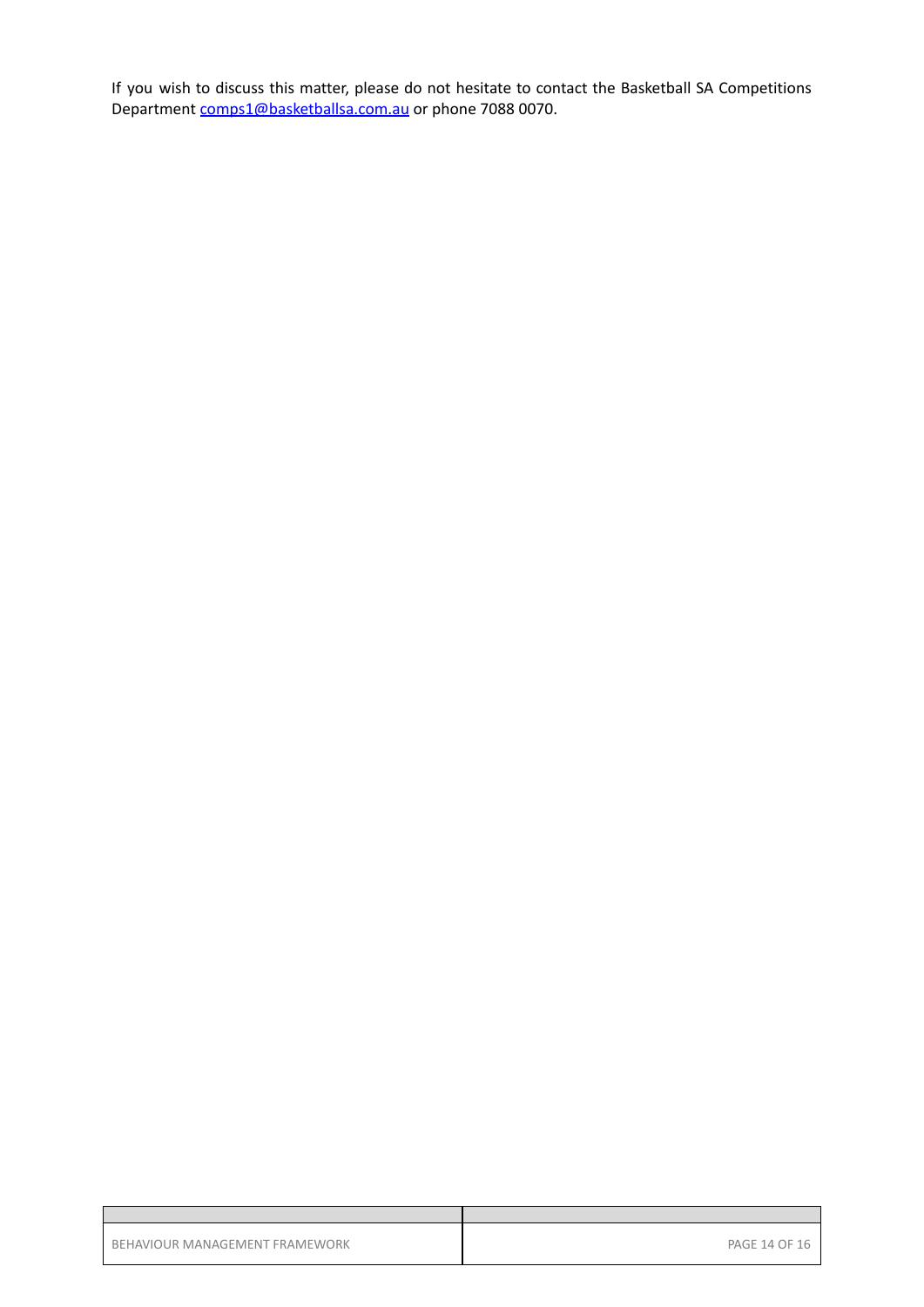If you wish to discuss this matter, please do not hesitate to contact the Basketball SA Competitions Department [comps1@basketballsa.com.au](mailto:comps1@basketballsa.com.au) or phone 7088 0070.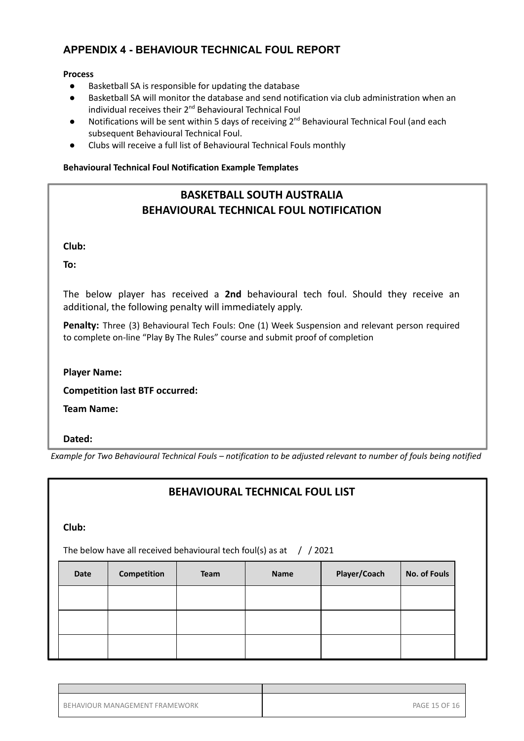## APPENDIX 4 - BEHAVIOUR TECHNICAL FOUL REPORT

**Process**

- Basketball SA is responsible for updating the database
- Basketball SA will monitor the database and send notification via club administration when an individual receives their 2nd Behavioural Technical Foul
- Notifications will be sent within 5 days of receiving 2nd Behavioural Technical Foul (and each subsequent Behavioural Technical Foul.
- Clubs will receive a full list of Behavioural Technical Fouls monthly

**Behavioural Technical Foul Notification Example Templates**

---

### BASKETBALL SOUTH AUSTRALIA
### BEHAVIOURAL TECHNICAL FOUL NOTIFICATION

**Club:**

**To:**

The below player has received a **2nd** behavioural tech foul. Should they receive an additional, the following penalty will immediately apply.

**Penalty:** Three (3) Behavioural Tech Fouls: One (1) Week Suspension and relevant person required to complete on-line "Play By The Rules" course and submit proof of completion

**Player Name:**

**Competition last BTF occurred:**

**Team Name:**

**Dated:**

---

*Example for Two Behavioural Technical Fouls – notification to be adjusted relevant to number of fouls being notified*

---

### BEHAVIOURAL TECHNICAL FOUL LIST

**Club:**

The below have all received behavioural tech foul(s) as at / / 2021

| Date | Competition | Team | Name | Player/Coach | No. of Fouls |
|---|---|---|---|---|---|
| | | | | | |
| | | | | | |
| | | | | | |